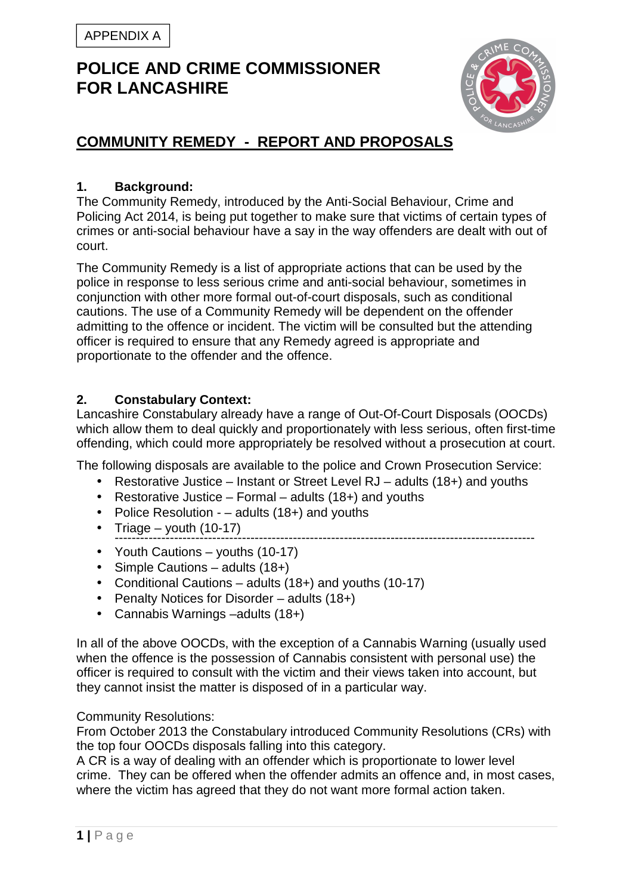APPENDIX A

# POLICE AND CRIME COMMISSIONER FOR LANCASHIRE

## COMMUNITY REMEDY - REPORT AND PROPOSALS

### 1. Background:

The Community Remedy, introduced by the Anti-Social Behaviour, Crime and Policing Act 2014, is being put together to make sure that victims of certain types of crimes or anti-social behaviour have a say in the way offenders are dealt with out of court.

The Community Remedy is a list of appropriate actions that can be used by the police in response to less serious crime and anti-social behaviour, sometimes in conjunction with other more formal out-of-court disposals, such as conditional cautions. The use of a Community Remedy will be dependent on the offender admitting to the offence or incident. The victim will be consulted but the attending officer is required to ensure that any Remedy agreed is appropriate and proportionate to the offender and the offence.

### 2. Constabulary Context:

Lancashire Constabulary already have a range of Out-Of-Court Disposals (OOCDs) which allow them to deal quickly and proportionately with less serious, often first-time offending, which could more appropriately be resolved without a prosecution at court.

The following disposals are available to the police and Crown Prosecution Service:

- Restorative Justice – Instant or Street Level RJ – adults (18+) and youths
- Restorative Justice – Formal – adults (18+) and youths
- Police Resolution - – adults (18+) and youths
- Triage – youth (10-17)

---

- Youth Cautions – youths (10-17)
- Simple Cautions – adults (18+)
- Conditional Cautions – adults (18+) and youths (10-17)
- Penalty Notices for Disorder – adults (18+)
- Cannabis Warnings –adults (18+)

In all of the above OOCDs, with the exception of a Cannabis Warning (usually used when the offence is the possession of Cannabis consistent with personal use) the officer is required to consult with the victim and their views taken into account, but they cannot insist the matter is disposed of in a particular way.

Community Resolutions:

From October 2013 the Constabulary introduced Community Resolutions (CRs) with the top four OOCDs disposals falling into this category.

A CR is a way of dealing with an offender which is proportionate to lower level crime. They can be offered when the offender admits an offence and, in most cases, where the victim has agreed that they do not want more formal action taken.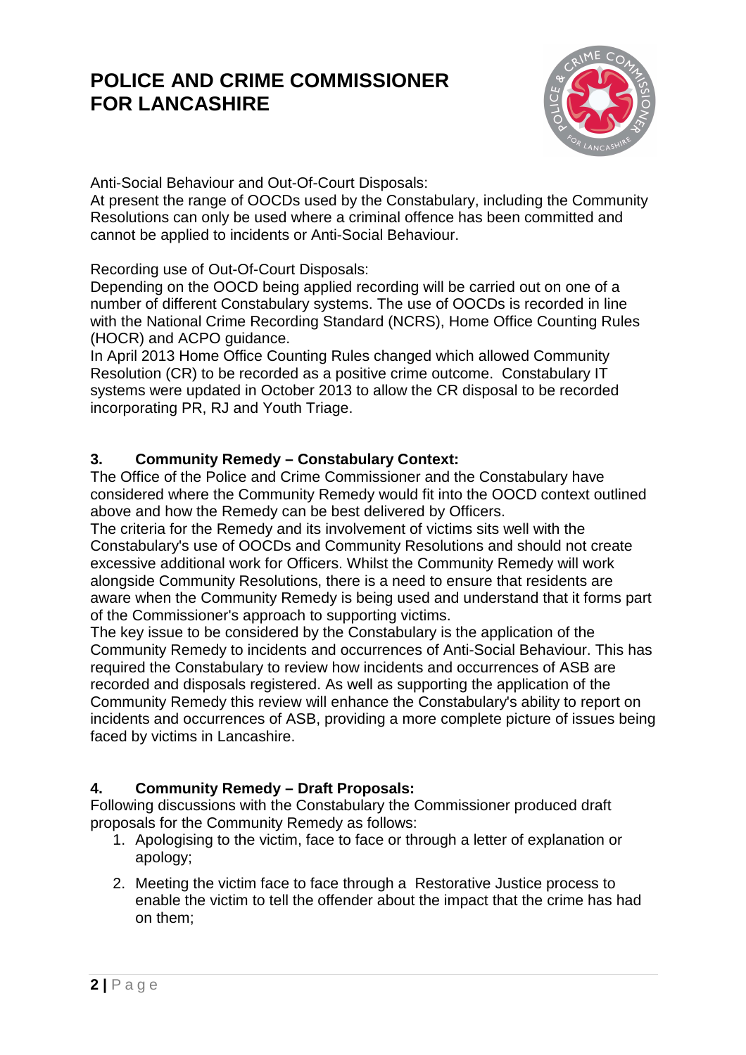Anti-Social Behaviour and Out-Of-Court Disposals:
At present the range of OOCDs used by the Constabulary, including the Community Resolutions can only be used where a criminal offence has been committed and cannot be applied to incidents or Anti-Social Behaviour.

Recording use of Out-Of-Court Disposals:
Depending on the OOCD being applied recording will be carried out on one of a number of different Constabulary systems. The use of OOCDs is recorded in line with the National Crime Recording Standard (NCRS), Home Office Counting Rules (HOCR) and ACPO guidance.
In April 2013 Home Office Counting Rules changed which allowed Community Resolution (CR) to be recorded as a positive crime outcome. Constabulary IT systems were updated in October 2013 to allow the CR disposal to be recorded incorporating PR, RJ and Youth Triage.

## 3. Community Remedy – Constabulary Context:

The Office of the Police and Crime Commissioner and the Constabulary have considered where the Community Remedy would fit into the OOCD context outlined above and how the Remedy can be best delivered by Officers.
The criteria for the Remedy and its involvement of victims sits well with the Constabulary's use of OOCDs and Community Resolutions and should not create excessive additional work for Officers. Whilst the Community Remedy will work alongside Community Resolutions, there is a need to ensure that residents are aware when the Community Remedy is being used and understand that it forms part of the Commissioner's approach to supporting victims.
The key issue to be considered by the Constabulary is the application of the Community Remedy to incidents and occurrences of Anti-Social Behaviour. This has required the Constabulary to review how incidents and occurrences of ASB are recorded and disposals registered. As well as supporting the application of the Community Remedy this review will enhance the Constabulary's ability to report on incidents and occurrences of ASB, providing a more complete picture of issues being faced by victims in Lancashire.

## 4. Community Remedy – Draft Proposals:

Following discussions with the Constabulary the Commissioner produced draft proposals for the Community Remedy as follows:

1. Apologising to the victim, face to face or through a letter of explanation or apology;
2. Meeting the victim face to face through a Restorative Justice process to enable the victim to tell the offender about the impact that the crime has had on them;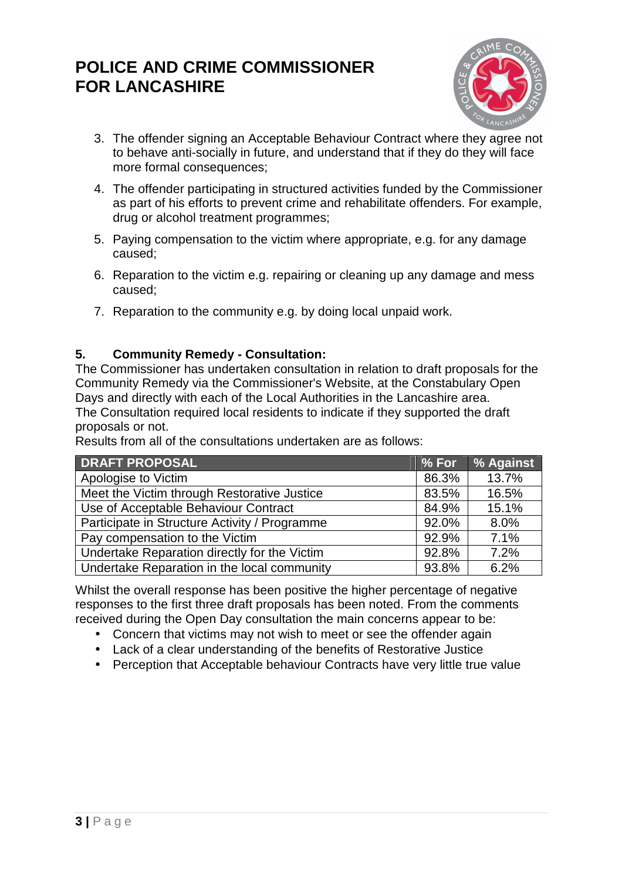3. The offender signing an Acceptable Behaviour Contract where they agree not to behave anti-socially in future, and understand that if they do they will face more formal consequences;
4. The offender participating in structured activities funded by the Commissioner as part of his efforts to prevent crime and rehabilitate offenders. For example, drug or alcohol treatment programmes;
5. Paying compensation to the victim where appropriate, e.g. for any damage caused;
6. Reparation to the victim e.g. repairing or cleaning up any damage and mess caused;
7. Reparation to the community e.g. by doing local unpaid work.

## 5. Community Remedy - Consultation:

The Commissioner has undertaken consultation in relation to draft proposals for the Community Remedy via the Commissioner's Website, at the Constabulary Open Days and directly with each of the Local Authorities in the Lancashire area.
The Consultation required local residents to indicate if they supported the draft proposals or not.
Results from all of the consultations undertaken are as follows:

| DRAFT PROPOSAL | % For | % Against |
|---|---|---|
| Apologise to Victim | 86.3% | 13.7% |
| Meet the Victim through Restorative Justice | 83.5% | 16.5% |
| Use of Acceptable Behaviour Contract | 84.9% | 15.1% |
| Participate in Structure Activity / Programme | 92.0% | 8.0% |
| Pay compensation to the Victim | 92.9% | 7.1% |
| Undertake Reparation directly for the Victim | 92.8% | 7.2% |
| Undertake Reparation in the local community | 93.8% | 6.2% |

Whilst the overall response has been positive the higher percentage of negative responses to the first three draft proposals has been noted. From the comments received during the Open Day consultation the main concerns appear to be:

- Concern that victims may not wish to meet or see the offender again
- Lack of a clear understanding of the benefits of Restorative Justice
- Perception that Acceptable behaviour Contracts have very little true value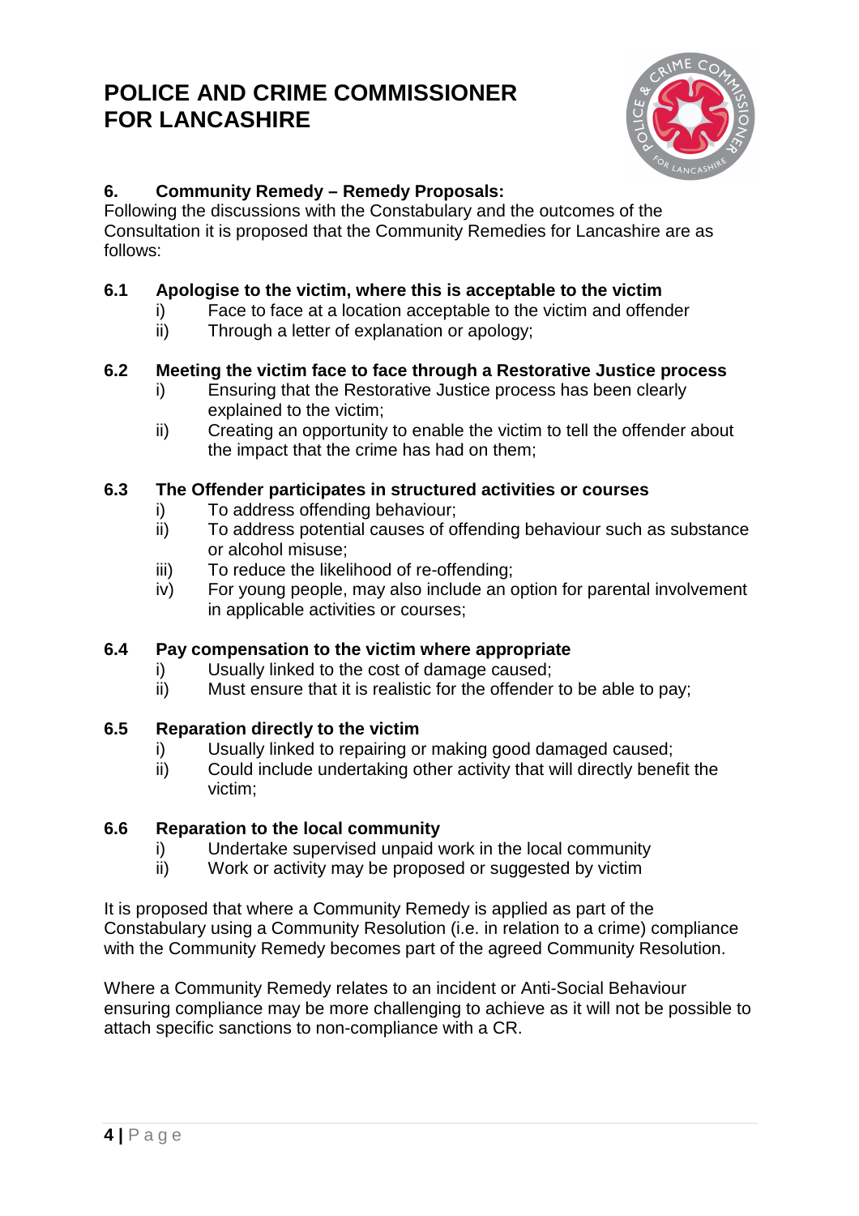# POLICE AND CRIME COMMISSIONER FOR LANCASHIRE

## 6. Community Remedy – Remedy Proposals:

Following the discussions with the Constabulary and the outcomes of the Consultation it is proposed that the Community Remedies for Lancashire are as follows:

### 6.1 Apologise to the victim, where this is acceptable to the victim

i) Face to face at a location acceptable to the victim and offender
ii) Through a letter of explanation or apology;

### 6.2 Meeting the victim face to face through a Restorative Justice process

i) Ensuring that the Restorative Justice process has been clearly explained to the victim;
ii) Creating an opportunity to enable the victim to tell the offender about the impact that the crime has had on them;

### 6.3 The Offender participates in structured activities or courses

i) To address offending behaviour;
ii) To address potential causes of offending behaviour such as substance or alcohol misuse;
iii) To reduce the likelihood of re-offending;
iv) For young people, may also include an option for parental involvement in applicable activities or courses;

### 6.4 Pay compensation to the victim where appropriate

i) Usually linked to the cost of damage caused;
ii) Must ensure that it is realistic for the offender to be able to pay;

### 6.5 Reparation directly to the victim

i) Usually linked to repairing or making good damaged caused;
ii) Could include undertaking other activity that will directly benefit the victim;

### 6.6 Reparation to the local community

i) Undertake supervised unpaid work in the local community
ii) Work or activity may be proposed or suggested by victim

It is proposed that where a Community Remedy is applied as part of the Constabulary using a Community Resolution (i.e. in relation to a crime) compliance with the Community Remedy becomes part of the agreed Community Resolution.

Where a Community Remedy relates to an incident or Anti-Social Behaviour ensuring compliance may be more challenging to achieve as it will not be possible to attach specific sanctions to non-compliance with a CR.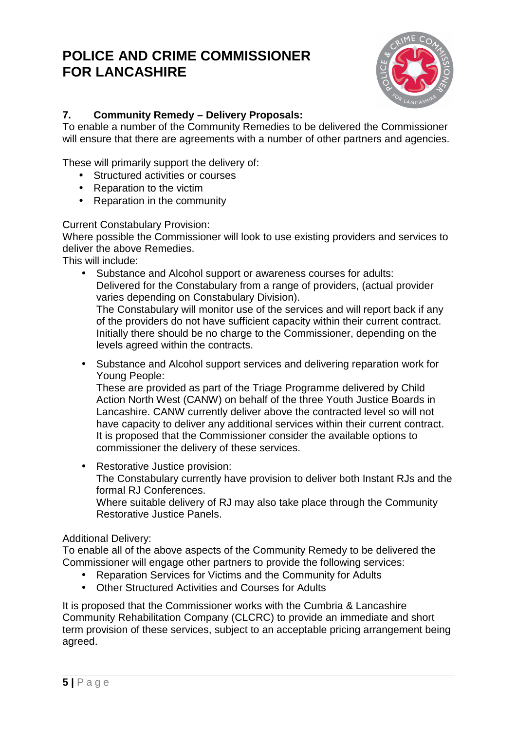# POLICE AND CRIME COMMISSIONER FOR LANCASHIRE

## 7. Community Remedy – Delivery Proposals:

To enable a number of the Community Remedies to be delivered the Commissioner will ensure that there are agreements with a number of other partners and agencies.

These will primarily support the delivery of:

- Structured activities or courses
- Reparation to the victim
- Reparation in the community

Current Constabulary Provision:
Where possible the Commissioner will look to use existing providers and services to deliver the above Remedies.
This will include:

- Substance and Alcohol support or awareness courses for adults:
  Delivered for the Constabulary from a range of providers, (actual provider varies depending on Constabulary Division).
  The Constabulary will monitor use of the services and will report back if any of the providers do not have sufficient capacity within their current contract. Initially there should be no charge to the Commissioner, depending on the levels agreed within the contracts.

- Substance and Alcohol support services and delivering reparation work for Young People:
  These are provided as part of the Triage Programme delivered by Child Action North West (CANW) on behalf of the three Youth Justice Boards in Lancashire. CANW currently deliver above the contracted level so will not have capacity to deliver any additional services within their current contract. It is proposed that the Commissioner consider the available options to commissioner the delivery of these services.

- Restorative Justice provision:
  The Constabulary currently have provision to deliver both Instant RJs and the formal RJ Conferences.
  Where suitable delivery of RJ may also take place through the Community Restorative Justice Panels.

Additional Delivery:
To enable all of the above aspects of the Community Remedy to be delivered the Commissioner will engage other partners to provide the following services:

- Reparation Services for Victims and the Community for Adults
- Other Structured Activities and Courses for Adults

It is proposed that the Commissioner works with the Cumbria & Lancashire Community Rehabilitation Company (CLCRC) to provide an immediate and short term provision of these services, subject to an acceptable pricing arrangement being agreed.